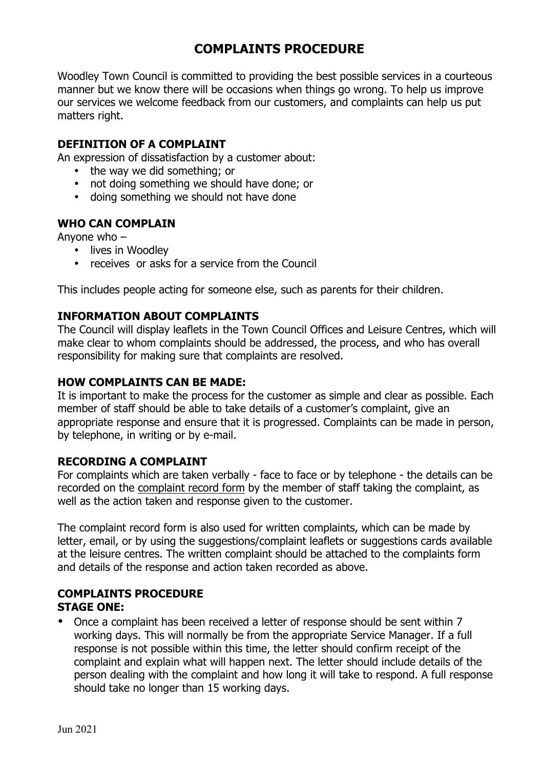# COMPLAINTS PROCEDURE

Woodley Town Council is committed to providing the best possible services in a courteous manner but we know there will be occasions when things go wrong. To help us improve our services we welcome feedback from our customers, and complaints can help us put matters right.

### DEFINITION OF A COMPLAINT

An expression of dissatisfaction by a customer about:

- the way we did something; or
- not doing something we should have done; or
- doing something we should not have done

### WHO CAN COMPLAIN

Anyone who –

- lives in Woodley
- receives or asks for a service from the Council

This includes people acting for someone else, such as parents for their children.

### INFORMATION ABOUT COMPLAINTS

The Council will display leaflets in the Town Council Offices and Leisure Centres, which will make clear to whom complaints should be addressed, the process, and who has overall responsibility for making sure that complaints are resolved.

### HOW COMPLAINTS CAN BE MADE:

It is important to make the process for the customer as simple and clear as possible. Each member of staff should be able to take details of a customer's complaint, give an appropriate response and ensure that it is progressed. Complaints can be made in person, by telephone, in writing or by e-mail.

### RECORDING A COMPLAINT

For complaints which are taken verbally - face to face or by telephone - the details can be recorded on the complaint record form by the member of staff taking the complaint, as well as the action taken and response given to the customer.

The complaint record form is also used for written complaints, which can be made by letter, email, or by using the suggestions/complaint leaflets or suggestions cards available at the leisure centres. The written complaint should be attached to the complaints form and details of the response and action taken recorded as above.

### COMPLAINTS PROCEDURE

**STAGE ONE:**

- Once a complaint has been received a letter of response should be sent within 7 working days. This will normally be from the appropriate Service Manager. If a full response is not possible within this time, the letter should confirm receipt of the complaint and explain what will happen next. The letter should include details of the person dealing with the complaint and how long it will take to respond. A full response should take no longer than 15 working days.

Jun 2021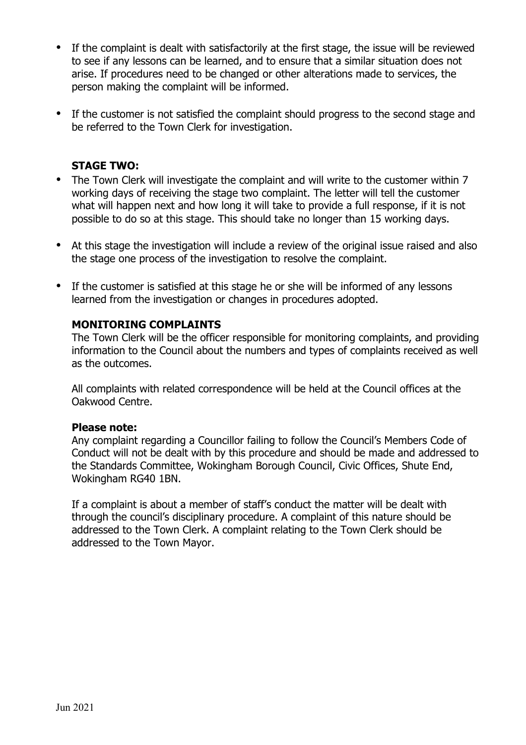- If the complaint is dealt with satisfactorily at the first stage, the issue will be reviewed to see if any lessons can be learned, and to ensure that a similar situation does not arise. If procedures need to be changed or other alterations made to services, the person making the complaint will be informed.
- If the customer is not satisfied the complaint should progress to the second stage and be referred to the Town Clerk for investigation.

**STAGE TWO:**

- The Town Clerk will investigate the complaint and will write to the customer within 7 working days of receiving the stage two complaint. The letter will tell the customer what will happen next and how long it will take to provide a full response, if it is not possible to do so at this stage. This should take no longer than 15 working days.
- At this stage the investigation will include a review of the original issue raised and also the stage one process of the investigation to resolve the complaint.
- If the customer is satisfied at this stage he or she will be informed of any lessons learned from the investigation or changes in procedures adopted.

**MONITORING COMPLAINTS**

The Town Clerk will be the officer responsible for monitoring complaints, and providing information to the Council about the numbers and types of complaints received as well as the outcomes.

All complaints with related correspondence will be held at the Council offices at the Oakwood Centre.

**Please note:**

Any complaint regarding a Councillor failing to follow the Council's Members Code of Conduct will not be dealt with by this procedure and should be made and addressed to the Standards Committee, Wokingham Borough Council, Civic Offices, Shute End, Wokingham RG40 1BN.

If a complaint is about a member of staff's conduct the matter will be dealt with through the council's disciplinary procedure. A complaint of this nature should be addressed to the Town Clerk. A complaint relating to the Town Clerk should be addressed to the Town Mayor.

Jun 2021